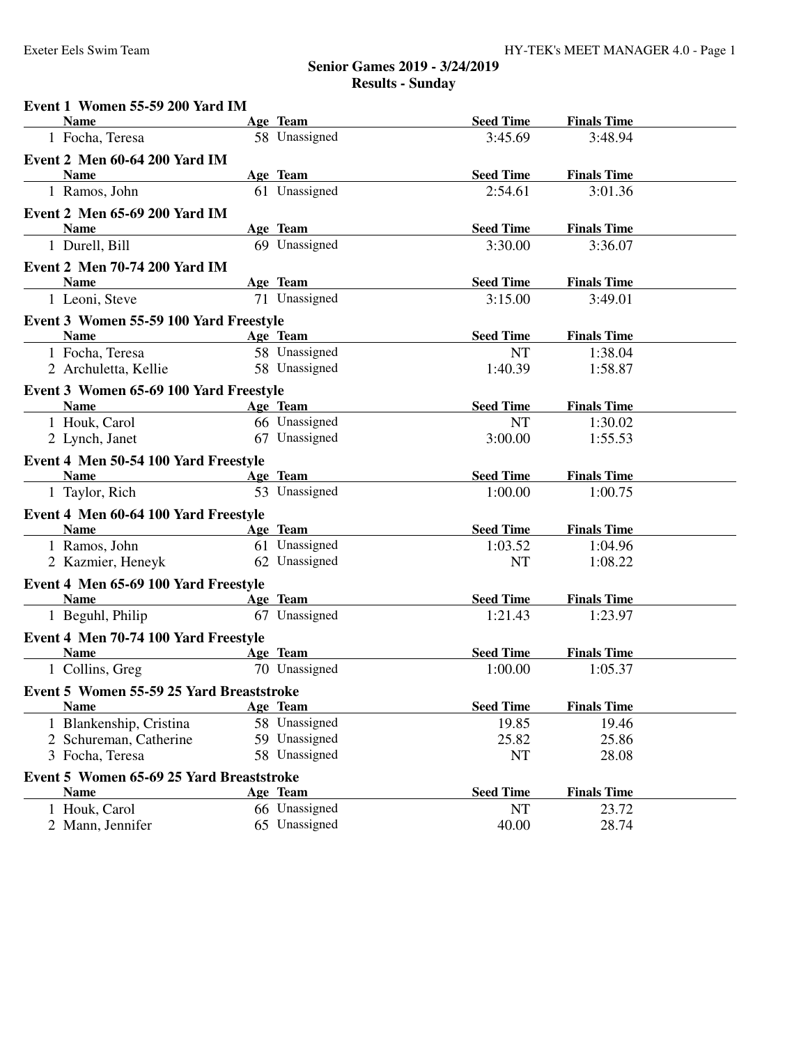# Senior Games 2019 - 3/24/2019

## Results - Sunday

### Event 1 Women 55-59 200 Yard IM

| | Name | Age | Team | Seed Time | Finals Time |
|---|---|---|---|---|---|
| 1 | Focha, Teresa | 58 | Unassigned | 3:45.69 | 3:48.94 |

### Event 2 Men 60-64 200 Yard IM

| | Name | Age | Team | Seed Time | Finals Time |
|---|---|---|---|---|---|
| 1 | Ramos, John | 61 | Unassigned | 2:54.61 | 3:01.36 |

### Event 2 Men 65-69 200 Yard IM

| | Name | Age | Team | Seed Time | Finals Time |
|---|---|---|---|---|---|
| 1 | Durell, Bill | 69 | Unassigned | 3:30.00 | 3:36.07 |

### Event 2 Men 70-74 200 Yard IM

| | Name | Age | Team | Seed Time | Finals Time |
|---|---|---|---|---|---|
| 1 | Leoni, Steve | 71 | Unassigned | 3:15.00 | 3:49.01 |

### Event 3 Women 55-59 100 Yard Freestyle

| | Name | Age | Team | Seed Time | Finals Time |
|---|---|---|---|---|---|
| 1 | Focha, Teresa | 58 | Unassigned | NT | 1:38.04 |
| 2 | Archuletta, Kellie | 58 | Unassigned | 1:40.39 | 1:58.87 |

### Event 3 Women 65-69 100 Yard Freestyle

| | Name | Age | Team | Seed Time | Finals Time |
|---|---|---|---|---|---|
| 1 | Houk, Carol | 66 | Unassigned | NT | 1:30.02 |
| 2 | Lynch, Janet | 67 | Unassigned | 3:00.00 | 1:55.53 |

### Event 4 Men 50-54 100 Yard Freestyle

| | Name | Age | Team | Seed Time | Finals Time |
|---|---|---|---|---|---|
| 1 | Taylor, Rich | 53 | Unassigned | 1:00.00 | 1:00.75 |

### Event 4 Men 60-64 100 Yard Freestyle

| | Name | Age | Team | Seed Time | Finals Time |
|---|---|---|---|---|---|
| 1 | Ramos, John | 61 | Unassigned | 1:03.52 | 1:04.96 |
| 2 | Kazmier, Heneyk | 62 | Unassigned | NT | 1:08.22 |

### Event 4 Men 65-69 100 Yard Freestyle

| | Name | Age | Team | Seed Time | Finals Time |
|---|---|---|---|---|---|
| 1 | Beguhl, Philip | 67 | Unassigned | 1:21.43 | 1:23.97 |

### Event 4 Men 70-74 100 Yard Freestyle

| | Name | Age | Team | Seed Time | Finals Time |
|---|---|---|---|---|---|
| 1 | Collins, Greg | 70 | Unassigned | 1:00.00 | 1:05.37 |

### Event 5 Women 55-59 25 Yard Breaststroke

| | Name | Age | Team | Seed Time | Finals Time |
|---|---|---|---|---|---|
| 1 | Blankenship, Cristina | 58 | Unassigned | 19.85 | 19.46 |
| 2 | Schureman, Catherine | 59 | Unassigned | 25.82 | 25.86 |
| 3 | Focha, Teresa | 58 | Unassigned | NT | 28.08 |

### Event 5 Women 65-69 25 Yard Breaststroke

| | Name | Age | Team | Seed Time | Finals Time |
|---|---|---|---|---|---|
| 1 | Houk, Carol | 66 | Unassigned | NT | 23.72 |
| 2 | Mann, Jennifer | 65 | Unassigned | 40.00 | 28.74 |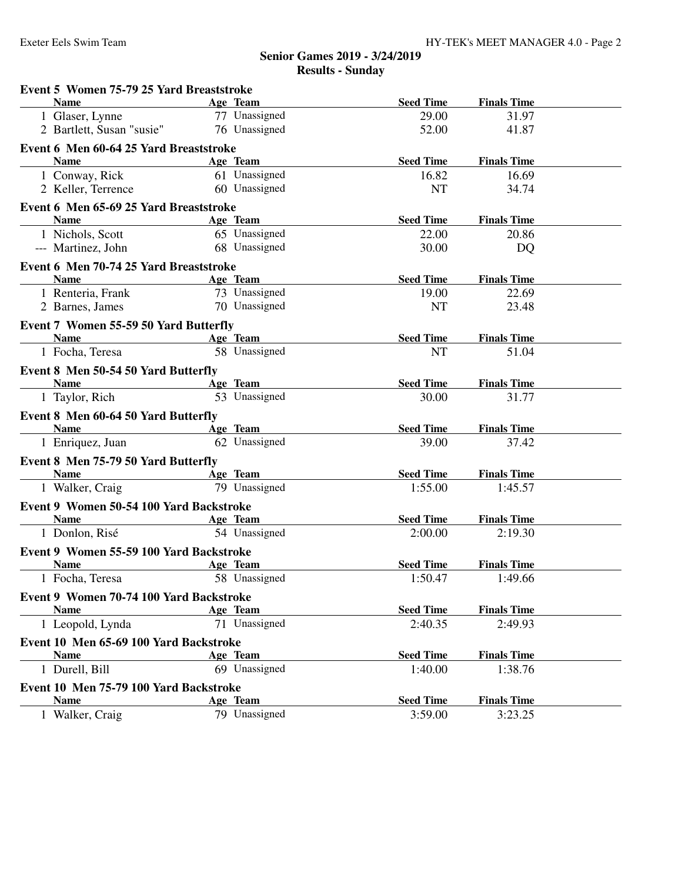## Senior Games 2019 - 3/24/2019

## Results - Sunday

### Event 5 Women 75-79 25 Yard Breaststroke

| | Name | Age | Team | Seed Time | Finals Time |
|---|---|---|---|---|---|
| 1 | Glaser, Lynne | 77 | Unassigned | 29.00 | 31.97 |
| 2 | Bartlett, Susan "susie" | 76 | Unassigned | 52.00 | 41.87 |

### Event 6 Men 60-64 25 Yard Breaststroke

| | Name | Age | Team | Seed Time | Finals Time |
|---|---|---|---|---|---|
| 1 | Conway, Rick | 61 | Unassigned | 16.82 | 16.69 |
| 2 | Keller, Terrence | 60 | Unassigned | NT | 34.74 |

### Event 6 Men 65-69 25 Yard Breaststroke

| | Name | Age | Team | Seed Time | Finals Time |
|---|---|---|---|---|---|
| 1 | Nichols, Scott | 65 | Unassigned | 22.00 | 20.86 |
| --- | Martinez, John | 68 | Unassigned | 30.00 | DQ |

### Event 6 Men 70-74 25 Yard Breaststroke

| | Name | Age | Team | Seed Time | Finals Time |
|---|---|---|---|---|---|
| 1 | Renteria, Frank | 73 | Unassigned | 19.00 | 22.69 |
| 2 | Barnes, James | 70 | Unassigned | NT | 23.48 |

### Event 7 Women 55-59 50 Yard Butterfly

| | Name | Age | Team | Seed Time | Finals Time |
|---|---|---|---|---|---|
| 1 | Focha, Teresa | 58 | Unassigned | NT | 51.04 |

### Event 8 Men 50-54 50 Yard Butterfly

| | Name | Age | Team | Seed Time | Finals Time |
|---|---|---|---|---|---|
| 1 | Taylor, Rich | 53 | Unassigned | 30.00 | 31.77 |

### Event 8 Men 60-64 50 Yard Butterfly

| | Name | Age | Team | Seed Time | Finals Time |
|---|---|---|---|---|---|
| 1 | Enriquez, Juan | 62 | Unassigned | 39.00 | 37.42 |

### Event 8 Men 75-79 50 Yard Butterfly

| | Name | Age | Team | Seed Time | Finals Time |
|---|---|---|---|---|---|
| 1 | Walker, Craig | 79 | Unassigned | 1:55.00 | 1:45.57 |

### Event 9 Women 50-54 100 Yard Backstroke

| | Name | Age | Team | Seed Time | Finals Time |
|---|---|---|---|---|---|
| 1 | Donlon, Risé | 54 | Unassigned | 2:00.00 | 2:19.30 |

### Event 9 Women 55-59 100 Yard Backstroke

| | Name | Age | Team | Seed Time | Finals Time |
|---|---|---|---|---|---|
| 1 | Focha, Teresa | 58 | Unassigned | 1:50.47 | 1:49.66 |

### Event 9 Women 70-74 100 Yard Backstroke

| | Name | Age | Team | Seed Time | Finals Time |
|---|---|---|---|---|---|
| 1 | Leopold, Lynda | 71 | Unassigned | 2:40.35 | 2:49.93 |

### Event 10 Men 65-69 100 Yard Backstroke

| | Name | Age | Team | Seed Time | Finals Time |
|---|---|---|---|---|---|
| 1 | Durell, Bill | 69 | Unassigned | 1:40.00 | 1:38.76 |

### Event 10 Men 75-79 100 Yard Backstroke

| | Name | Age | Team | Seed Time | Finals Time |
|---|---|---|---|---|---|
| 1 | Walker, Craig | 79 | Unassigned | 3:59.00 | 3:23.25 |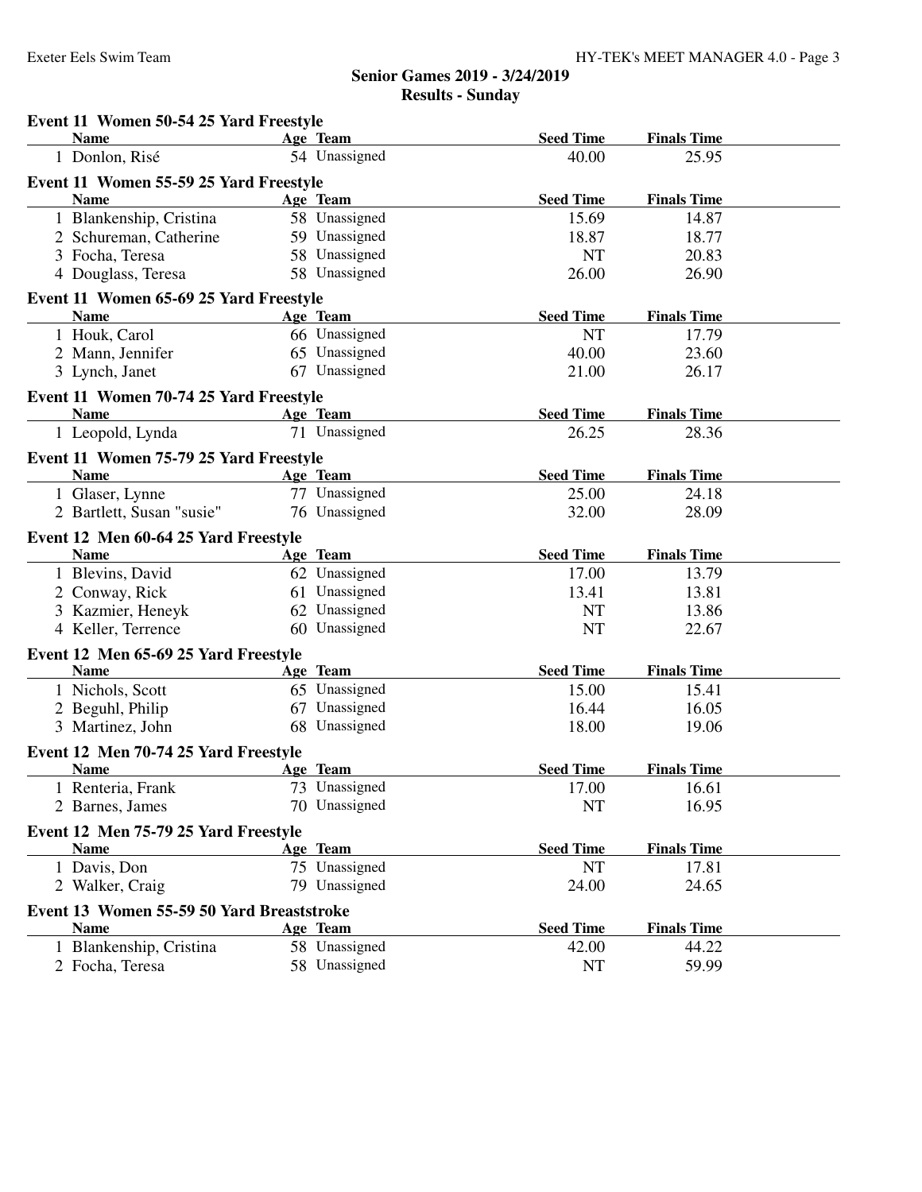**Senior Games 2019 - 3/24/2019**

**Results - Sunday**

### Event 11 Women 50-54 25 Yard Freestyle

| | Name | Age | Team | Seed Time | Finals Time |
|---|---|---|---|---|---|
| 1 | Donlon, Risé | 54 | Unassigned | 40.00 | 25.95 |

### Event 11 Women 55-59 25 Yard Freestyle

| | Name | Age | Team | Seed Time | Finals Time |
|---|---|---|---|---|---|
| 1 | Blankenship, Cristina | 58 | Unassigned | 15.69 | 14.87 |
| 2 | Schureman, Catherine | 59 | Unassigned | 18.87 | 18.77 |
| 3 | Focha, Teresa | 58 | Unassigned | NT | 20.83 |
| 4 | Douglass, Teresa | 58 | Unassigned | 26.00 | 26.90 |

### Event 11 Women 65-69 25 Yard Freestyle

| | Name | Age | Team | Seed Time | Finals Time |
|---|---|---|---|---|---|
| 1 | Houk, Carol | 66 | Unassigned | NT | 17.79 |
| 2 | Mann, Jennifer | 65 | Unassigned | 40.00 | 23.60 |
| 3 | Lynch, Janet | 67 | Unassigned | 21.00 | 26.17 |

### Event 11 Women 70-74 25 Yard Freestyle

| | Name | Age | Team | Seed Time | Finals Time |
|---|---|---|---|---|---|
| 1 | Leopold, Lynda | 71 | Unassigned | 26.25 | 28.36 |

### Event 11 Women 75-79 25 Yard Freestyle

| | Name | Age | Team | Seed Time | Finals Time |
|---|---|---|---|---|---|
| 1 | Glaser, Lynne | 77 | Unassigned | 25.00 | 24.18 |
| 2 | Bartlett, Susan "susie" | 76 | Unassigned | 32.00 | 28.09 |

### Event 12 Men 60-64 25 Yard Freestyle

| | Name | Age | Team | Seed Time | Finals Time |
|---|---|---|---|---|---|
| 1 | Blevins, David | 62 | Unassigned | 17.00 | 13.79 |
| 2 | Conway, Rick | 61 | Unassigned | 13.41 | 13.81 |
| 3 | Kazmier, Heneyk | 62 | Unassigned | NT | 13.86 |
| 4 | Keller, Terrence | 60 | Unassigned | NT | 22.67 |

### Event 12 Men 65-69 25 Yard Freestyle

| | Name | Age | Team | Seed Time | Finals Time |
|---|---|---|---|---|---|
| 1 | Nichols, Scott | 65 | Unassigned | 15.00 | 15.41 |
| 2 | Beguhl, Philip | 67 | Unassigned | 16.44 | 16.05 |
| 3 | Martinez, John | 68 | Unassigned | 18.00 | 19.06 |

### Event 12 Men 70-74 25 Yard Freestyle

| | Name | Age | Team | Seed Time | Finals Time |
|---|---|---|---|---|---|
| 1 | Renteria, Frank | 73 | Unassigned | 17.00 | 16.61 |
| 2 | Barnes, James | 70 | Unassigned | NT | 16.95 |

### Event 12 Men 75-79 25 Yard Freestyle

| | Name | Age | Team | Seed Time | Finals Time |
|---|---|---|---|---|---|
| 1 | Davis, Don | 75 | Unassigned | NT | 17.81 |
| 2 | Walker, Craig | 79 | Unassigned | 24.00 | 24.65 |

### Event 13 Women 55-59 50 Yard Breaststroke

| | Name | Age | Team | Seed Time | Finals Time |
|---|---|---|---|---|---|
| 1 | Blankenship, Cristina | 58 | Unassigned | 42.00 | 44.22 |
| 2 | Focha, Teresa | 58 | Unassigned | NT | 59.99 |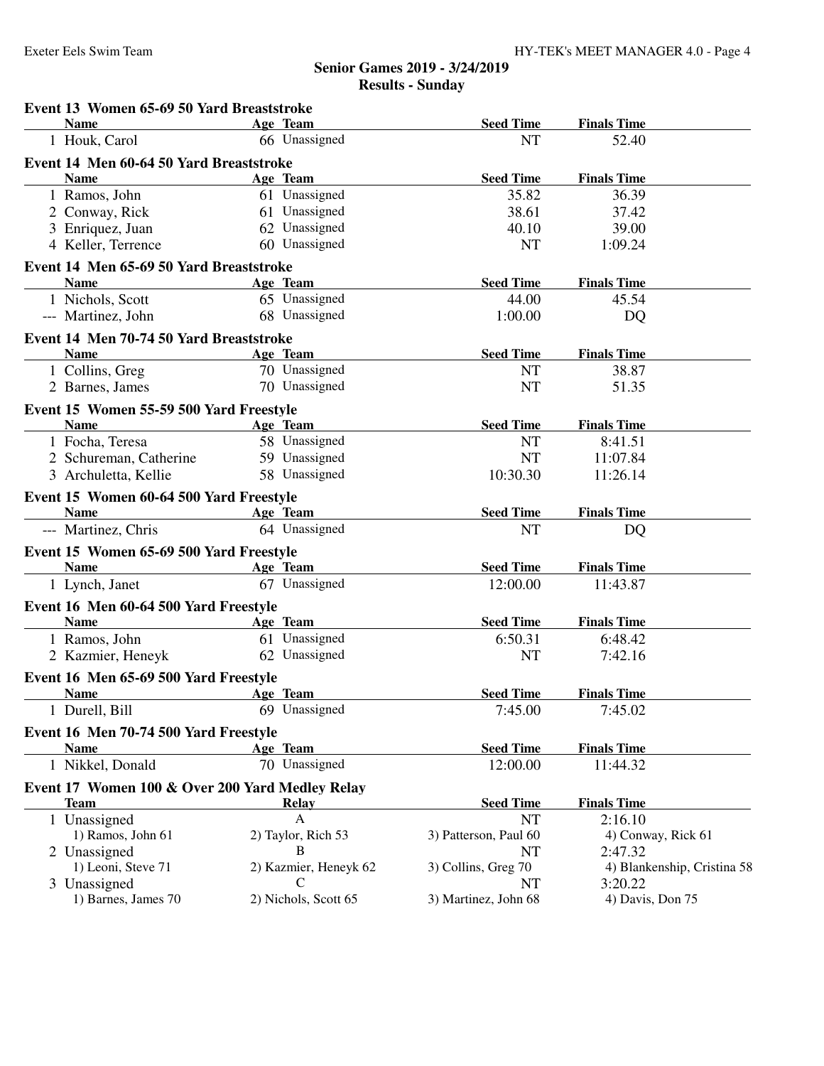## Senior Games 2019 - 3/24/2019
## Results - Sunday

### Event 13 Women 65-69 50 Yard Breaststroke

| | Name | Age | Team | Seed Time | Finals Time |
|---|---|---|---|---|---|
| 1 | Houk, Carol | 66 | Unassigned | NT | 52.40 |

### Event 14 Men 60-64 50 Yard Breaststroke

| | Name | Age | Team | Seed Time | Finals Time |
|---|---|---|---|---|---|
| 1 | Ramos, John | 61 | Unassigned | 35.82 | 36.39 |
| 2 | Conway, Rick | 61 | Unassigned | 38.61 | 37.42 |
| 3 | Enriquez, Juan | 62 | Unassigned | 40.10 | 39.00 |
| 4 | Keller, Terrence | 60 | Unassigned | NT | 1:09.24 |

### Event 14 Men 65-69 50 Yard Breaststroke

| | Name | Age | Team | Seed Time | Finals Time |
|---|---|---|---|---|---|
| 1 | Nichols, Scott | 65 | Unassigned | 44.00 | 45.54 |
| --- | Martinez, John | 68 | Unassigned | 1:00.00 | DQ |

### Event 14 Men 70-74 50 Yard Breaststroke

| | Name | Age | Team | Seed Time | Finals Time |
|---|---|---|---|---|---|
| 1 | Collins, Greg | 70 | Unassigned | NT | 38.87 |
| 2 | Barnes, James | 70 | Unassigned | NT | 51.35 |

### Event 15 Women 55-59 500 Yard Freestyle

| | Name | Age | Team | Seed Time | Finals Time |
|---|---|---|---|---|---|
| 1 | Focha, Teresa | 58 | Unassigned | NT | 8:41.51 |
| 2 | Schureman, Catherine | 59 | Unassigned | NT | 11:07.84 |
| 3 | Archuletta, Kellie | 58 | Unassigned | 10:30.30 | 11:26.14 |

### Event 15 Women 60-64 500 Yard Freestyle

| | Name | Age | Team | Seed Time | Finals Time |
|---|---|---|---|---|---|
| --- | Martinez, Chris | 64 | Unassigned | NT | DQ |

### Event 15 Women 65-69 500 Yard Freestyle

| | Name | Age | Team | Seed Time | Finals Time |
|---|---|---|---|---|---|
| 1 | Lynch, Janet | 67 | Unassigned | 12:00.00 | 11:43.87 |

### Event 16 Men 60-64 500 Yard Freestyle

| | Name | Age | Team | Seed Time | Finals Time |
|---|---|---|---|---|---|
| 1 | Ramos, John | 61 | Unassigned | 6:50.31 | 6:48.42 |
| 2 | Kazmier, Heneyk | 62 | Unassigned | NT | 7:42.16 |

### Event 16 Men 65-69 500 Yard Freestyle

| | Name | Age | Team | Seed Time | Finals Time |
|---|---|---|---|---|---|
| 1 | Durell, Bill | 69 | Unassigned | 7:45.00 | 7:45.02 |

### Event 16 Men 70-74 500 Yard Freestyle

| | Name | Age | Team | Seed Time | Finals Time |
|---|---|---|---|---|---|
| 1 | Nikkel, Donald | 70 | Unassigned | 12:00.00 | 11:44.32 |

### Event 17 Women 100 & Over 200 Yard Medley Relay

| | Team | Relay | Seed Time | Finals Time |
|---|---|---|---|---|
| 1 | Unassigned | A | NT | 2:16.10 |
| | 1) Ramos, John 61 | 2) Taylor, Rich 53 | 3) Patterson, Paul 60 | 4) Conway, Rick 61 |
| 2 | Unassigned | B | NT | 2:47.32 |
| | 1) Leoni, Steve 71 | 2) Kazmier, Heneyk 62 | 3) Collins, Greg 70 | 4) Blankenship, Cristina 58 |
| 3 | Unassigned | C | NT | 3:20.22 |
| | 1) Barnes, James 70 | 2) Nichols, Scott 65 | 3) Martinez, John 68 | 4) Davis, Don 75 |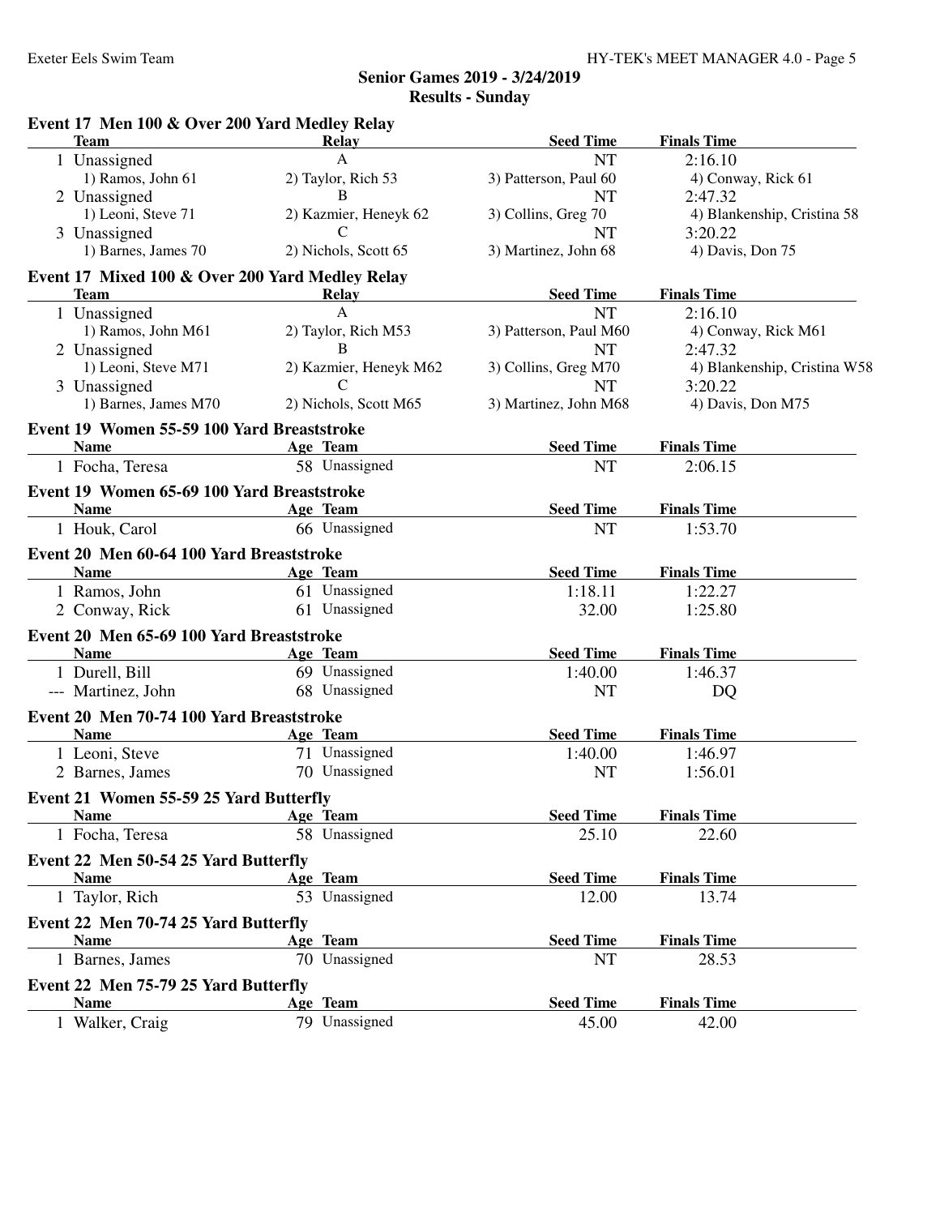## Senior Games 2019 - 3/24/2019
## Results - Sunday

### Event 17 Men 100 & Over 200 Yard Medley Relay

| | Team | Relay | Seed Time | Finals Time |
|---|---|---|---|---|
| 1 | Unassigned | A | NT | 2:16.10 |
| | 1) Ramos, John 61 | 2) Taylor, Rich 53 | 3) Patterson, Paul 60 | 4) Conway, Rick 61 |
| 2 | Unassigned | B | NT | 2:47.32 |
| | 1) Leoni, Steve 71 | 2) Kazmier, Heneyk 62 | 3) Collins, Greg 70 | 4) Blankenship, Cristina 58 |
| 3 | Unassigned | C | NT | 3:20.22 |
| | 1) Barnes, James 70 | 2) Nichols, Scott 65 | 3) Martinez, John 68 | 4) Davis, Don 75 |

### Event 17 Mixed 100 & Over 200 Yard Medley Relay

| | Team | Relay | Seed Time | Finals Time |
|---|---|---|---|---|
| 1 | Unassigned | A | NT | 2:16.10 |
| | 1) Ramos, John M61 | 2) Taylor, Rich M53 | 3) Patterson, Paul M60 | 4) Conway, Rick M61 |
| 2 | Unassigned | B | NT | 2:47.32 |
| | 1) Leoni, Steve M71 | 2) Kazmier, Heneyk M62 | 3) Collins, Greg M70 | 4) Blankenship, Cristina W58 |
| 3 | Unassigned | C | NT | 3:20.22 |
| | 1) Barnes, James M70 | 2) Nichols, Scott M65 | 3) Martinez, John M68 | 4) Davis, Don M75 |

### Event 19 Women 55-59 100 Yard Breaststroke

| | Name | Age | Team | Seed Time | Finals Time |
|---|---|---|---|---|---|
| 1 | Focha, Teresa | 58 | Unassigned | NT | 2:06.15 |

### Event 19 Women 65-69 100 Yard Breaststroke

| | Name | Age | Team | Seed Time | Finals Time |
|---|---|---|---|---|---|
| 1 | Houk, Carol | 66 | Unassigned | NT | 1:53.70 |

### Event 20 Men 60-64 100 Yard Breaststroke

| | Name | Age | Team | Seed Time | Finals Time |
|---|---|---|---|---|---|
| 1 | Ramos, John | 61 | Unassigned | 1:18.11 | 1:22.27 |
| 2 | Conway, Rick | 61 | Unassigned | 32.00 | 1:25.80 |

### Event 20 Men 65-69 100 Yard Breaststroke

| | Name | Age | Team | Seed Time | Finals Time |
|---|---|---|---|---|---|
| 1 | Durell, Bill | 69 | Unassigned | 1:40.00 | 1:46.37 |
| --- | Martinez, John | 68 | Unassigned | NT | DQ |

### Event 20 Men 70-74 100 Yard Breaststroke

| | Name | Age | Team | Seed Time | Finals Time |
|---|---|---|---|---|---|
| 1 | Leoni, Steve | 71 | Unassigned | 1:40.00 | 1:46.97 |
| 2 | Barnes, James | 70 | Unassigned | NT | 1:56.01 |

### Event 21 Women 55-59 25 Yard Butterfly

| | Name | Age | Team | Seed Time | Finals Time |
|---|---|---|---|---|---|
| 1 | Focha, Teresa | 58 | Unassigned | 25.10 | 22.60 |

### Event 22 Men 50-54 25 Yard Butterfly

| | Name | Age | Team | Seed Time | Finals Time |
|---|---|---|---|---|---|
| 1 | Taylor, Rich | 53 | Unassigned | 12.00 | 13.74 |

### Event 22 Men 70-74 25 Yard Butterfly

| | Name | Age | Team | Seed Time | Finals Time |
|---|---|---|---|---|---|
| 1 | Barnes, James | 70 | Unassigned | NT | 28.53 |

### Event 22 Men 75-79 25 Yard Butterfly

| | Name | Age | Team | Seed Time | Finals Time |
|---|---|---|---|---|---|
| 1 | Walker, Craig | 79 | Unassigned | 45.00 | 42.00 |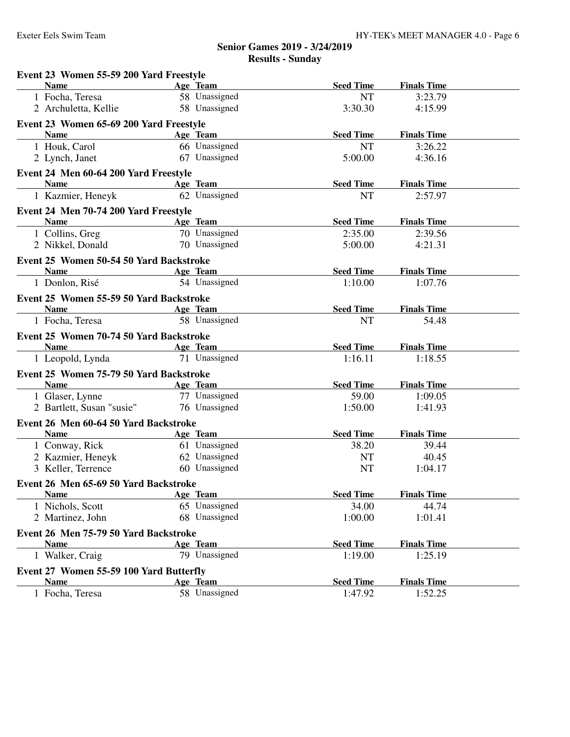## Senior Games 2019 - 3/24/2019

## Results - Sunday

### Event 23 Women 55-59 200 Yard Freestyle

| Name | Age | Team | Seed Time | Finals Time |
|---|---|---|---|---|
| 1 Focha, Teresa | 58 | Unassigned | NT | 3:23.79 |
| 2 Archuletta, Kellie | 58 | Unassigned | 3:30.30 | 4:15.99 |

### Event 23 Women 65-69 200 Yard Freestyle

| Name | Age | Team | Seed Time | Finals Time |
|---|---|---|---|---|
| 1 Houk, Carol | 66 | Unassigned | NT | 3:26.22 |
| 2 Lynch, Janet | 67 | Unassigned | 5:00.00 | 4:36.16 |

### Event 24 Men 60-64 200 Yard Freestyle

| Name | Age | Team | Seed Time | Finals Time |
|---|---|---|---|---|
| 1 Kazmier, Heneyk | 62 | Unassigned | NT | 2:57.97 |

### Event 24 Men 70-74 200 Yard Freestyle

| Name | Age | Team | Seed Time | Finals Time |
|---|---|---|---|---|
| 1 Collins, Greg | 70 | Unassigned | 2:35.00 | 2:39.56 |
| 2 Nikkel, Donald | 70 | Unassigned | 5:00.00 | 4:21.31 |

### Event 25 Women 50-54 50 Yard Backstroke

| Name | Age | Team | Seed Time | Finals Time |
|---|---|---|---|---|
| 1 Donlon, Risé | 54 | Unassigned | 1:10.00 | 1:07.76 |

### Event 25 Women 55-59 50 Yard Backstroke

| Name | Age | Team | Seed Time | Finals Time |
|---|---|---|---|---|
| 1 Focha, Teresa | 58 | Unassigned | NT | 54.48 |

### Event 25 Women 70-74 50 Yard Backstroke

| Name | Age | Team | Seed Time | Finals Time |
|---|---|---|---|---|
| 1 Leopold, Lynda | 71 | Unassigned | 1:16.11 | 1:18.55 |

### Event 25 Women 75-79 50 Yard Backstroke

| Name | Age | Team | Seed Time | Finals Time |
|---|---|---|---|---|
| 1 Glaser, Lynne | 77 | Unassigned | 59.00 | 1:09.05 |
| 2 Bartlett, Susan "susie" | 76 | Unassigned | 1:50.00 | 1:41.93 |

### Event 26 Men 60-64 50 Yard Backstroke

| Name | Age | Team | Seed Time | Finals Time |
|---|---|---|---|---|
| 1 Conway, Rick | 61 | Unassigned | 38.20 | 39.44 |
| 2 Kazmier, Heneyk | 62 | Unassigned | NT | 40.45 |
| 3 Keller, Terrence | 60 | Unassigned | NT | 1:04.17 |

### Event 26 Men 65-69 50 Yard Backstroke

| Name | Age | Team | Seed Time | Finals Time |
|---|---|---|---|---|
| 1 Nichols, Scott | 65 | Unassigned | 34.00 | 44.74 |
| 2 Martinez, John | 68 | Unassigned | 1:00.00 | 1:01.41 |

### Event 26 Men 75-79 50 Yard Backstroke

| Name | Age | Team | Seed Time | Finals Time |
|---|---|---|---|---|
| 1 Walker, Craig | 79 | Unassigned | 1:19.00 | 1:25.19 |

### Event 27 Women 55-59 100 Yard Butterfly

| Name | Age | Team | Seed Time | Finals Time |
|---|---|---|---|---|
| 1 Focha, Teresa | 58 | Unassigned | 1:47.92 | 1:52.25 |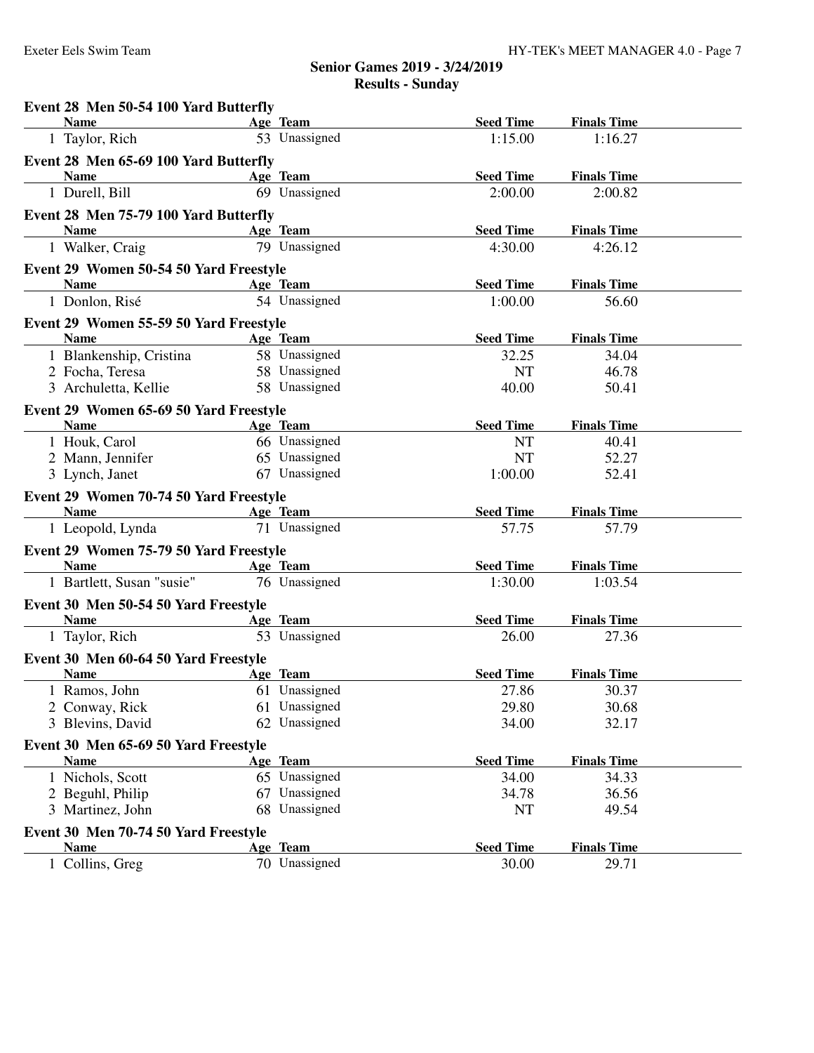## Senior Games 2019 - 3/24/2019

### Results - Sunday

**Event 28 Men 50-54 100 Yard Butterfly**

| | Name | Age | Team | Seed Time | Finals Time |
|---|---|---|---|---|---|
| 1 | Taylor, Rich | 53 | Unassigned | 1:15.00 | 1:16.27 |

**Event 28 Men 65-69 100 Yard Butterfly**

| | Name | Age | Team | Seed Time | Finals Time |
|---|---|---|---|---|---|
| 1 | Durell, Bill | 69 | Unassigned | 2:00.00 | 2:00.82 |

**Event 28 Men 75-79 100 Yard Butterfly**

| | Name | Age | Team | Seed Time | Finals Time |
|---|---|---|---|---|---|
| 1 | Walker, Craig | 79 | Unassigned | 4:30.00 | 4:26.12 |

**Event 29 Women 50-54 50 Yard Freestyle**

| | Name | Age | Team | Seed Time | Finals Time |
|---|---|---|---|---|---|
| 1 | Donlon, Risé | 54 | Unassigned | 1:00.00 | 56.60 |

**Event 29 Women 55-59 50 Yard Freestyle**

| | Name | Age | Team | Seed Time | Finals Time |
|---|---|---|---|---|---|
| 1 | Blankenship, Cristina | 58 | Unassigned | 32.25 | 34.04 |
| 2 | Focha, Teresa | 58 | Unassigned | NT | 46.78 |
| 3 | Archuletta, Kellie | 58 | Unassigned | 40.00 | 50.41 |

**Event 29 Women 65-69 50 Yard Freestyle**

| | Name | Age | Team | Seed Time | Finals Time |
|---|---|---|---|---|---|
| 1 | Houk, Carol | 66 | Unassigned | NT | 40.41 |
| 2 | Mann, Jennifer | 65 | Unassigned | NT | 52.27 |
| 3 | Lynch, Janet | 67 | Unassigned | 1:00.00 | 52.41 |

**Event 29 Women 70-74 50 Yard Freestyle**

| | Name | Age | Team | Seed Time | Finals Time |
|---|---|---|---|---|---|
| 1 | Leopold, Lynda | 71 | Unassigned | 57.75 | 57.79 |

**Event 29 Women 75-79 50 Yard Freestyle**

| | Name | Age | Team | Seed Time | Finals Time |
|---|---|---|---|---|---|
| 1 | Bartlett, Susan "susie" | 76 | Unassigned | 1:30.00 | 1:03.54 |

**Event 30 Men 50-54 50 Yard Freestyle**

| | Name | Age | Team | Seed Time | Finals Time |
|---|---|---|---|---|---|
| 1 | Taylor, Rich | 53 | Unassigned | 26.00 | 27.36 |

**Event 30 Men 60-64 50 Yard Freestyle**

| | Name | Age | Team | Seed Time | Finals Time |
|---|---|---|---|---|---|
| 1 | Ramos, John | 61 | Unassigned | 27.86 | 30.37 |
| 2 | Conway, Rick | 61 | Unassigned | 29.80 | 30.68 |
| 3 | Blevins, David | 62 | Unassigned | 34.00 | 32.17 |

**Event 30 Men 65-69 50 Yard Freestyle**

| | Name | Age | Team | Seed Time | Finals Time |
|---|---|---|---|---|---|
| 1 | Nichols, Scott | 65 | Unassigned | 34.00 | 34.33 |
| 2 | Beguhl, Philip | 67 | Unassigned | 34.78 | 36.56 |
| 3 | Martinez, John | 68 | Unassigned | NT | 49.54 |

**Event 30 Men 70-74 50 Yard Freestyle**

| | Name | Age | Team | Seed Time | Finals Time |
|---|---|---|---|---|---|
| 1 | Collins, Greg | 70 | Unassigned | 30.00 | 29.71 |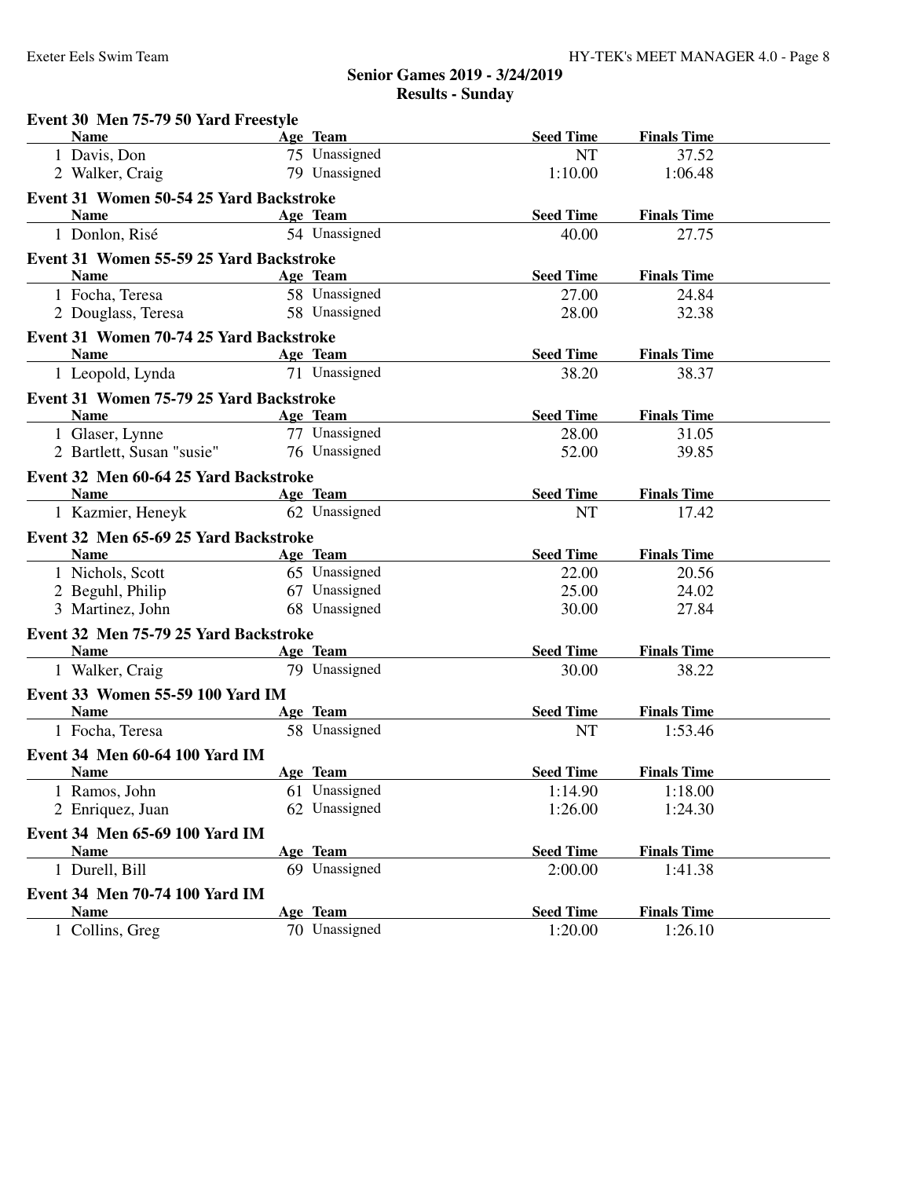## Senior Games 2019 - 3/24/2019

## Results - Sunday

### Event 30 Men 75-79 50 Yard Freestyle

| Name | Age | Team | Seed Time | Finals Time |
|---|---|---|---|---|
| 1 Davis, Don | 75 | Unassigned | NT | 37.52 |
| 2 Walker, Craig | 79 | Unassigned | 1:10.00 | 1:06.48 |

### Event 31 Women 50-54 25 Yard Backstroke

| Name | Age | Team | Seed Time | Finals Time |
|---|---|---|---|---|
| 1 Donlon, Risé | 54 | Unassigned | 40.00 | 27.75 |

### Event 31 Women 55-59 25 Yard Backstroke

| Name | Age | Team | Seed Time | Finals Time |
|---|---|---|---|---|
| 1 Focha, Teresa | 58 | Unassigned | 27.00 | 24.84 |
| 2 Douglass, Teresa | 58 | Unassigned | 28.00 | 32.38 |

### Event 31 Women 70-74 25 Yard Backstroke

| Name | Age | Team | Seed Time | Finals Time |
|---|---|---|---|---|
| 1 Leopold, Lynda | 71 | Unassigned | 38.20 | 38.37 |

### Event 31 Women 75-79 25 Yard Backstroke

| Name | Age | Team | Seed Time | Finals Time |
|---|---|---|---|---|
| 1 Glaser, Lynne | 77 | Unassigned | 28.00 | 31.05 |
| 2 Bartlett, Susan "susie" | 76 | Unassigned | 52.00 | 39.85 |

### Event 32 Men 60-64 25 Yard Backstroke

| Name | Age | Team | Seed Time | Finals Time |
|---|---|---|---|---|
| 1 Kazmier, Heneyk | 62 | Unassigned | NT | 17.42 |

### Event 32 Men 65-69 25 Yard Backstroke

| Name | Age | Team | Seed Time | Finals Time |
|---|---|---|---|---|
| 1 Nichols, Scott | 65 | Unassigned | 22.00 | 20.56 |
| 2 Beguhl, Philip | 67 | Unassigned | 25.00 | 24.02 |
| 3 Martinez, John | 68 | Unassigned | 30.00 | 27.84 |

### Event 32 Men 75-79 25 Yard Backstroke

| Name | Age | Team | Seed Time | Finals Time |
|---|---|---|---|---|
| 1 Walker, Craig | 79 | Unassigned | 30.00 | 38.22 |

### Event 33 Women 55-59 100 Yard IM

| Name | Age | Team | Seed Time | Finals Time |
|---|---|---|---|---|
| 1 Focha, Teresa | 58 | Unassigned | NT | 1:53.46 |

### Event 34 Men 60-64 100 Yard IM

| Name | Age | Team | Seed Time | Finals Time |
|---|---|---|---|---|
| 1 Ramos, John | 61 | Unassigned | 1:14.90 | 1:18.00 |
| 2 Enriquez, Juan | 62 | Unassigned | 1:26.00 | 1:24.30 |

### Event 34 Men 65-69 100 Yard IM

| Name | Age | Team | Seed Time | Finals Time |
|---|---|---|---|---|
| 1 Durell, Bill | 69 | Unassigned | 2:00.00 | 1:41.38 |

### Event 34 Men 70-74 100 Yard IM

| Name | Age | Team | Seed Time | Finals Time |
|---|---|---|---|---|
| 1 Collins, Greg | 70 | Unassigned | 1:20.00 | 1:26.10 |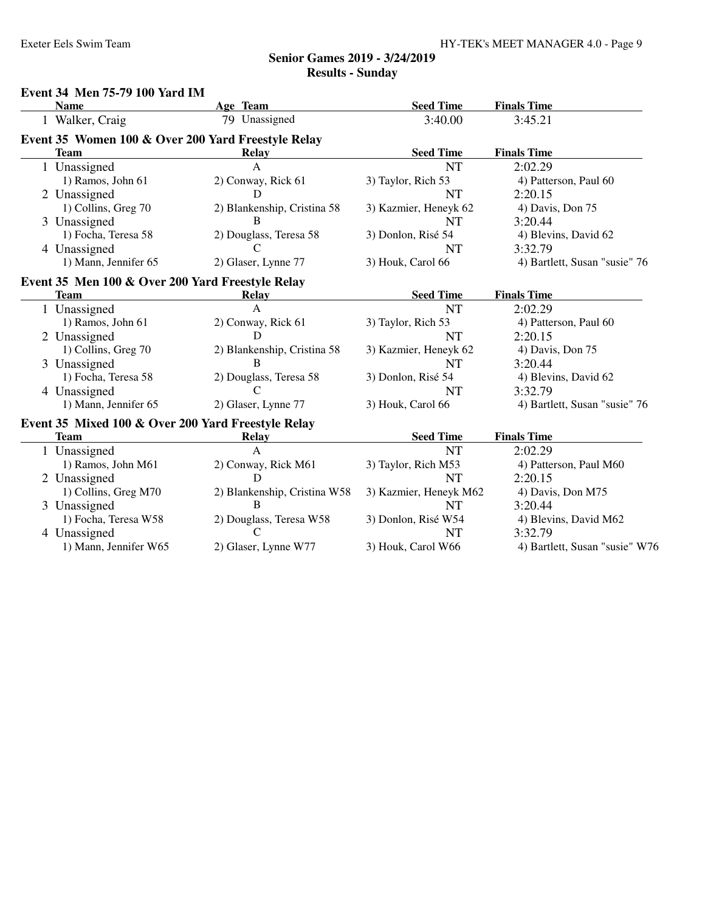## Senior Games 2019 - 3/24/2019

## Results - Sunday

### Event 34 Men 75-79 100 Yard IM

| | Name | Age | Team | Seed Time | Finals Time |
|---|---|---|---|---|---|
| 1 | Walker, Craig | 79 | Unassigned | 3:40.00 | 3:45.21 |

### Event 35 Women 100 & Over 200 Yard Freestyle Relay

| | Team | Relay | Seed Time | Finals Time |
|---|---|---|---|---|
| 1 | Unassigned | A | NT | 2:02.29 |
| | 1) Ramos, John 61 | 2) Conway, Rick 61 | 3) Taylor, Rich 53 | 4) Patterson, Paul 60 |
| 2 | Unassigned | D | NT | 2:20.15 |
| | 1) Collins, Greg 70 | 2) Blankenship, Cristina 58 | 3) Kazmier, Heneyk 62 | 4) Davis, Don 75 |
| 3 | Unassigned | B | NT | 3:20.44 |
| | 1) Focha, Teresa 58 | 2) Douglass, Teresa 58 | 3) Donlon, Risé 54 | 4) Blevins, David 62 |
| 4 | Unassigned | C | NT | 3:32.79 |
| | 1) Mann, Jennifer 65 | 2) Glaser, Lynne 77 | 3) Houk, Carol 66 | 4) Bartlett, Susan "susie" 76 |

### Event 35 Men 100 & Over 200 Yard Freestyle Relay

| | Team | Relay | Seed Time | Finals Time |
|---|---|---|---|---|
| 1 | Unassigned | A | NT | 2:02.29 |
| | 1) Ramos, John 61 | 2) Conway, Rick 61 | 3) Taylor, Rich 53 | 4) Patterson, Paul 60 |
| 2 | Unassigned | D | NT | 2:20.15 |
| | 1) Collins, Greg 70 | 2) Blankenship, Cristina 58 | 3) Kazmier, Heneyk 62 | 4) Davis, Don 75 |
| 3 | Unassigned | B | NT | 3:20.44 |
| | 1) Focha, Teresa 58 | 2) Douglass, Teresa 58 | 3) Donlon, Risé 54 | 4) Blevins, David 62 |
| 4 | Unassigned | C | NT | 3:32.79 |
| | 1) Mann, Jennifer 65 | 2) Glaser, Lynne 77 | 3) Houk, Carol 66 | 4) Bartlett, Susan "susie" 76 |

### Event 35 Mixed 100 & Over 200 Yard Freestyle Relay

| | Team | Relay | Seed Time | Finals Time |
|---|---|---|---|---|
| 1 | Unassigned | A | NT | 2:02.29 |
| | 1) Ramos, John M61 | 2) Conway, Rick M61 | 3) Taylor, Rich M53 | 4) Patterson, Paul M60 |
| 2 | Unassigned | D | NT | 2:20.15 |
| | 1) Collins, Greg M70 | 2) Blankenship, Cristina W58 | 3) Kazmier, Heneyk M62 | 4) Davis, Don M75 |
| 3 | Unassigned | B | NT | 3:20.44 |
| | 1) Focha, Teresa W58 | 2) Douglass, Teresa W58 | 3) Donlon, Risé W54 | 4) Blevins, David M62 |
| 4 | Unassigned | C | NT | 3:32.79 |
| | 1) Mann, Jennifer W65 | 2) Glaser, Lynne W77 | 3) Houk, Carol W66 | 4) Bartlett, Susan "susie" W76 |